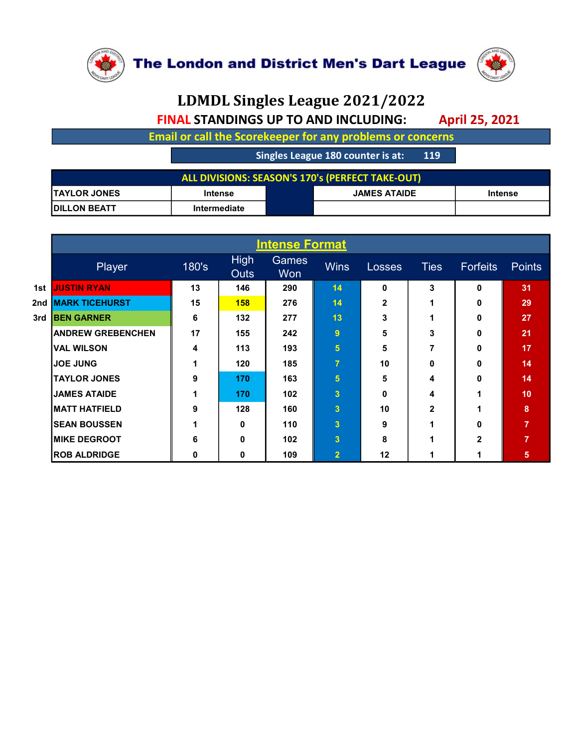# The London and District Men's Dart League

## LDMDL Singles League 2021/2022

**FINAL STANDINGS UP TO AND INCLUDING: April 25, 2021**

**Email or call the Scorekeeper for any problems or concerns**

**Singles League 180 counter is at: 119**

| ALL DIVISIONS: SEASON'S 170's (PERFECT TAKE-OUT) | | | | |
|---|---|---|---|---|
| TAYLOR JONES | Intense | | JAMES ATAIDE | Intense |
| DILLON BEATT | Intermediate | | | |

### Intense Format

| | Player | 180's | High Outs | Games Won | Wins | Losses | Ties | Forfeits | Points |
|---|---|---|---|---|---|---|---|---|---|
| 1st | JUSTIN RYAN | 13 | 146 | 290 | 14 | 0 | 3 | 0 | 31 |
| 2nd | MARK TICEHURST | 15 | 158 | 276 | 14 | 2 | 1 | 0 | 29 |
| 3rd | BEN GARNER | 6 | 132 | 277 | 13 | 3 | 1 | 0 | 27 |
| | ANDREW GREBENCHEN | 17 | 155 | 242 | 9 | 5 | 3 | 0 | 21 |
| | VAL WILSON | 4 | 113 | 193 | 5 | 5 | 7 | 0 | 17 |
| | JOE JUNG | 1 | 120 | 185 | 7 | 10 | 0 | 0 | 14 |
| | TAYLOR JONES | 9 | 170 | 163 | 5 | 5 | 4 | 0 | 14 |
| | JAMES ATAIDE | 1 | 170 | 102 | 3 | 0 | 4 | 1 | 10 |
| | MATT HATFIELD | 9 | 128 | 160 | 3 | 10 | 2 | 1 | 8 |
| | SEAN BOUSSEN | 1 | 0 | 110 | 3 | 9 | 1 | 0 | 7 |
| | MIKE DEGROOT | 6 | 0 | 102 | 3 | 8 | 1 | 2 | 7 |
| | ROB ALDRIDGE | 0 | 0 | 109 | 2 | 12 | 1 | 1 | 5 |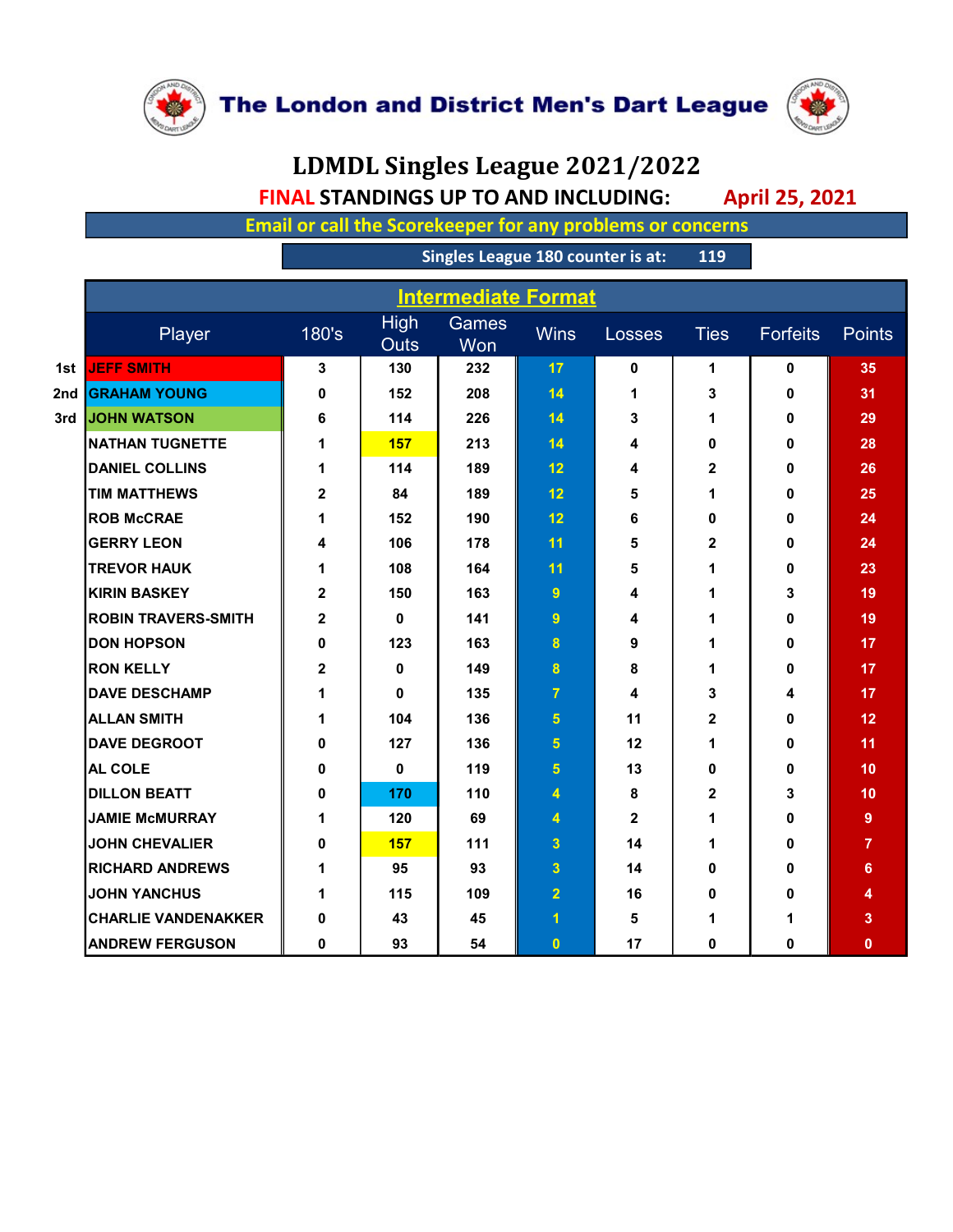# The London and District Men's Dart League

## LDMDL Singles League 2021/2022

**FINAL STANDINGS UP TO AND INCLUDING: April 25, 2021**

**Email or call the Scorekeeper for any problems or concerns**

**Singles League 180 counter is at: 119**

### Intermediate Format

| | Player | 180's | High Outs | Games Won | Wins | Losses | Ties | Forfeits | Points |
|---|---|---|---|---|---|---|---|---|---|
| 1st | JEFF SMITH | 3 | 130 | 232 | 17 | 0 | 1 | 0 | 35 |
| 2nd | GRAHAM YOUNG | 0 | 152 | 208 | 14 | 1 | 3 | 0 | 31 |
| 3rd | JOHN WATSON | 6 | 114 | 226 | 14 | 3 | 1 | 0 | 29 |
| | NATHAN TUGNETTE | 1 | 157 | 213 | 14 | 4 | 0 | 0 | 28 |
| | DANIEL COLLINS | 1 | 114 | 189 | 12 | 4 | 2 | 0 | 26 |
| | TIM MATTHEWS | 2 | 84 | 189 | 12 | 5 | 1 | 0 | 25 |
| | ROB McCRAE | 1 | 152 | 190 | 12 | 6 | 0 | 0 | 24 |
| | GERRY LEON | 4 | 106 | 178 | 11 | 5 | 2 | 0 | 24 |
| | TREVOR HAUK | 1 | 108 | 164 | 11 | 5 | 1 | 0 | 23 |
| | KIRIN BASKEY | 2 | 150 | 163 | 9 | 4 | 1 | 3 | 19 |
| | ROBIN TRAVERS-SMITH | 2 | 0 | 141 | 9 | 4 | 1 | 0 | 19 |
| | DON HOPSON | 0 | 123 | 163 | 8 | 9 | 1 | 0 | 17 |
| | RON KELLY | 2 | 0 | 149 | 8 | 8 | 1 | 0 | 17 |
| | DAVE DESCHAMP | 1 | 0 | 135 | 7 | 4 | 3 | 4 | 17 |
| | ALLAN SMITH | 1 | 104 | 136 | 5 | 11 | 2 | 0 | 12 |
| | DAVE DEGROOT | 0 | 127 | 136 | 5 | 12 | 1 | 0 | 11 |
| | AL COLE | 0 | 0 | 119 | 5 | 13 | 0 | 0 | 10 |
| | DILLON BEATT | 0 | 170 | 110 | 4 | 8 | 2 | 3 | 10 |
| | JAMIE McMURRAY | 1 | 120 | 69 | 4 | 2 | 1 | 0 | 9 |
| | JOHN CHEVALIER | 0 | 157 | 111 | 3 | 14 | 1 | 0 | 7 |
| | RICHARD ANDREWS | 1 | 95 | 93 | 3 | 14 | 0 | 0 | 6 |
| | JOHN YANCHUS | 1 | 115 | 109 | 2 | 16 | 0 | 0 | 4 |
| | CHARLIE VANDENAKKER | 0 | 43 | 45 | 1 | 5 | 1 | 1 | 3 |
| | ANDREW FERGUSON | 0 | 93 | 54 | 0 | 17 | 0 | 0 | 0 |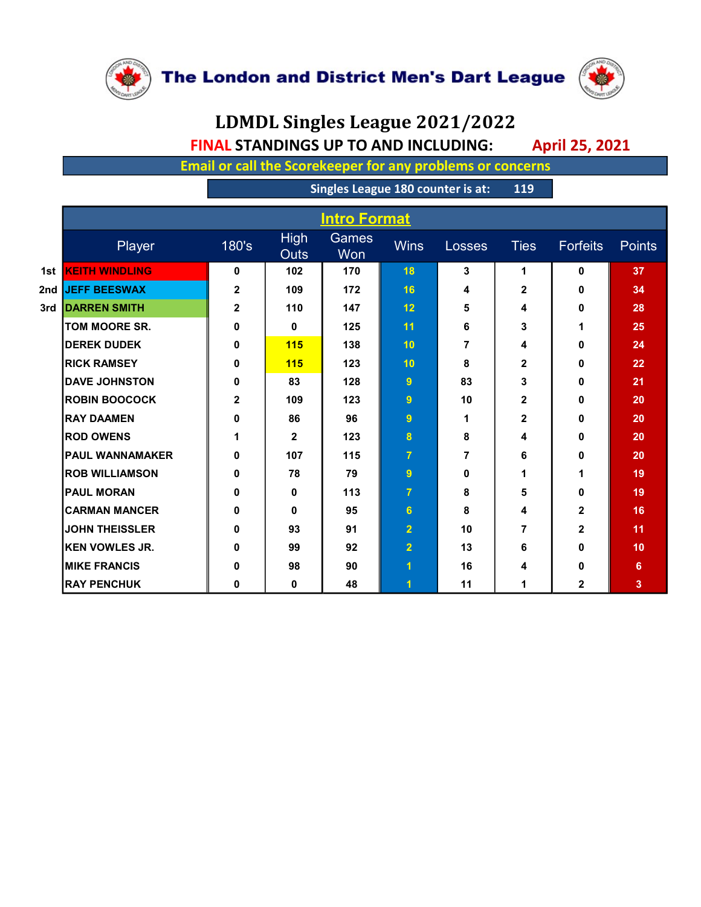# The London and District Men's Dart League

## LDMDL Singles League 2021/2022

**FINAL STANDINGS UP TO AND INCLUDING: April 25, 2021**

Email or call the Scorekeeper for any problems or concerns

Singles League 180 counter is at: 119

### Intro Format

| | Player | 180's | High Outs | Games Won | Wins | Losses | Ties | Forfeits | Points |
|---|---|---|---|---|---|---|---|---|---|
| 1st | KEITH WINDLING | 0 | 102 | 170 | 18 | 3 | 1 | 0 | 37 |
| 2nd | JEFF BEESWAX | 2 | 109 | 172 | 16 | 4 | 2 | 0 | 34 |
| 3rd | DARREN SMITH | 2 | 110 | 147 | 12 | 5 | 4 | 0 | 28 |
| | TOM MOORE SR. | 0 | 0 | 125 | 11 | 6 | 3 | 1 | 25 |
| | DEREK DUDEK | 0 | 115 | 138 | 10 | 7 | 4 | 0 | 24 |
| | RICK RAMSEY | 0 | 115 | 123 | 10 | 8 | 2 | 0 | 22 |
| | DAVE JOHNSTON | 0 | 83 | 128 | 9 | 83 | 3 | 0 | 21 |
| | ROBIN BOOCOCK | 2 | 109 | 123 | 9 | 10 | 2 | 0 | 20 |
| | RAY DAAMEN | 0 | 86 | 96 | 9 | 1 | 2 | 0 | 20 |
| | ROD OWENS | 1 | 2 | 123 | 8 | 8 | 4 | 0 | 20 |
| | PAUL WANNAMAKER | 0 | 107 | 115 | 7 | 7 | 6 | 0 | 20 |
| | ROB WILLIAMSON | 0 | 78 | 79 | 9 | 0 | 1 | 1 | 19 |
| | PAUL MORAN | 0 | 0 | 113 | 7 | 8 | 5 | 0 | 19 |
| | CARMAN MANCER | 0 | 0 | 95 | 6 | 8 | 4 | 2 | 16 |
| | JOHN THEISSLER | 0 | 93 | 91 | 2 | 10 | 7 | 2 | 11 |
| | KEN VOWLES JR. | 0 | 99 | 92 | 2 | 13 | 6 | 0 | 10 |
| | MIKE FRANCIS | 0 | 98 | 90 | 1 | 16 | 4 | 0 | 6 |
| | RAY PENCHUK | 0 | 0 | 48 | 1 | 11 | 1 | 2 | 3 |